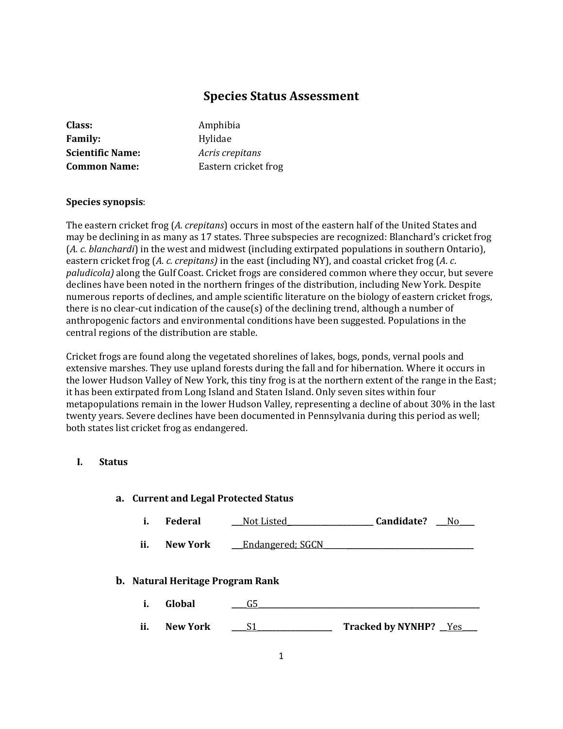# Species Status Assessment

**Class:** Amphibia
**Family:** Hylidae
**Scientific Name:** *Acris crepitans*
**Common Name:** Eastern cricket frog

**Species synopsis**:

The eastern cricket frog (*A. crepitans*) occurs in most of the eastern half of the United States and may be declining in as many as 17 states. Three subspecies are recognized: Blanchard's cricket frog (*A. c. blanchardi*) in the west and midwest (including extirpated populations in southern Ontario), eastern cricket frog (*A. c. crepitans)* in the east (including NY), and coastal cricket frog (*A. c. paludicola)* along the Gulf Coast. Cricket frogs are considered common where they occur, but severe declines have been noted in the northern fringes of the distribution, including New York. Despite numerous reports of declines, and ample scientific literature on the biology of eastern cricket frogs, there is no clear-cut indication of the cause(s) of the declining trend, although a number of anthropogenic factors and environmental conditions have been suggested. Populations in the central regions of the distribution are stable.

Cricket frogs are found along the vegetated shorelines of lakes, bogs, ponds, vernal pools and extensive marshes. They use upland forests during the fall and for hibernation. Where it occurs in the lower Hudson Valley of New York, this tiny frog is at the northern extent of the range in the East; it has been extirpated from Long Island and Staten Island. Only seven sites within four metapopulations remain in the lower Hudson Valley, representing a decline of about 30% in the last twenty years. Severe declines have been documented in Pennsylvania during this period as well; both states list cricket frog as endangered.

## I. Status

### a. Current and Legal Protected Status

i. **Federal** ___Not Listed___ **Candidate?** ___No___

ii. **New York** ___Endangered; SGCN___

### b. Natural Heritage Program Rank

i. **Global** ___G5___

ii. **New York** ___S1___ **Tracked by NYNHP?** ___Yes___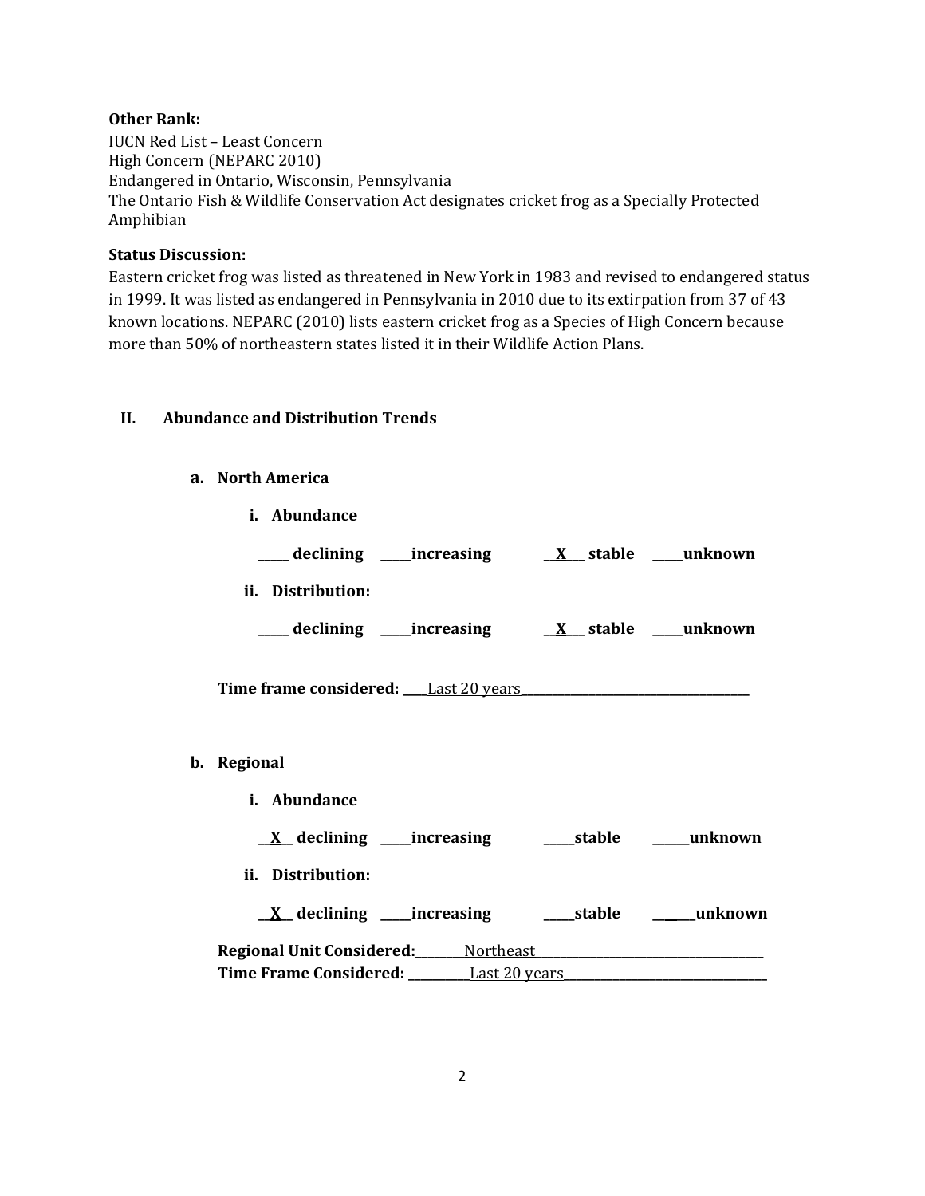**Other Rank:**
IUCN Red List – Least Concern
High Concern (NEPARC 2010)
Endangered in Ontario, Wisconsin, Pennsylvania
The Ontario Fish & Wildlife Conservation Act designates cricket frog as a Specially Protected Amphibian

**Status Discussion:**
Eastern cricket frog was listed as threatened in New York in 1983 and revised to endangered status in 1999. It was listed as endangered in Pennsylvania in 2010 due to its extirpation from 37 of 43 known locations. NEPARC (2010) lists eastern cricket frog as a Species of High Concern because more than 50% of northeastern states listed it in their Wildlife Action Plans.

## II. Abundance and Distribution Trends

### a. North America

**i. Abundance**

_____ declining _____increasing __X__ stable _____unknown

**ii. Distribution:**

_____ declining _____increasing __X__ stable _____unknown

**Time frame considered:** ____Last 20 years____

### b. Regional

**i. Abundance**

__X__ declining _____increasing _____stable ______unknown

**ii. Distribution:**

__X__ declining _____increasing _____stable ______unknown

**Regional Unit Considered:** ________Northeast________
**Time Frame Considered:** __________Last 20 years__________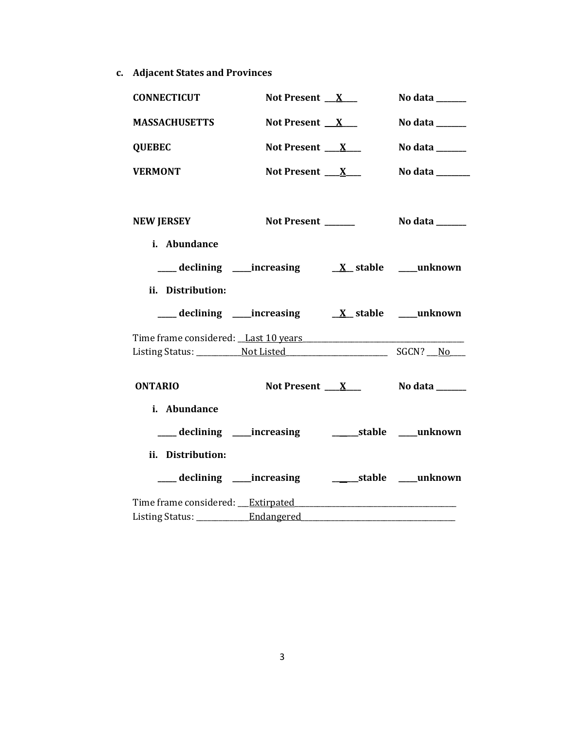**c. Adjacent States and Provinces**

**CONNECTICUT** **Not Present \_\_X\_\_** **No data \_\_\_\_\_\_**

**MASSACHUSETTS** **Not Present \_\_X\_\_** **No data \_\_\_\_\_\_**

**QUEBEC** **Not Present \_\_X\_\_** **No data \_\_\_\_\_\_**

**VERMONT** **Not Present \_\_X\_\_** **No data \_\_\_\_\_\_**

**NEW JERSEY** **Not Present \_\_\_\_\_\_** **No data \_\_\_\_\_\_**

**i. Abundance**

**\_\_\_\_ declining \_\_\_\_increasing \_\_X\_\_ stable \_\_\_\_unknown**

**ii. Distribution:**

**\_\_\_\_ declining \_\_\_\_increasing \_\_X\_\_ stable \_\_\_\_unknown**

Time frame considered: \_\_Last 10 years\_\_\_\_\_\_\_\_\_\_\_\_\_\_\_\_\_\_\_\_\_\_\_\_\_\_\_\_\_\_\_\_\_\_\_\_\_\_\_\_
Listing Status: \_\_\_\_\_\_\_\_\_\_\_Not Listed\_\_\_\_\_\_\_\_\_\_\_\_\_\_\_\_\_\_\_\_\_\_\_\_\_ SGCN? \_\_No\_\_\_

**ONTARIO** **Not Present \_\_X\_\_** **No data \_\_\_\_\_\_**

**i. Abundance**

**\_\_\_\_ declining \_\_\_\_increasing \_\_\_\_\_\_stable \_\_\_\_unknown**

**ii. Distribution:**

**\_\_\_\_ declining \_\_\_\_increasing \_\_\_\_\_\_stable \_\_\_\_unknown**

Time frame considered: \_\_\_Extirpated\_\_\_\_\_\_\_\_\_\_\_\_\_\_\_\_\_\_\_\_\_\_\_\_\_\_\_\_\_\_\_\_\_\_\_\_\_\_\_\_
Listing Status: \_\_\_\_\_\_\_\_\_\_\_\_\_Endangered\_\_\_\_\_\_\_\_\_\_\_\_\_\_\_\_\_\_\_\_\_\_\_\_\_\_\_\_\_\_\_\_\_\_\_\_\_\_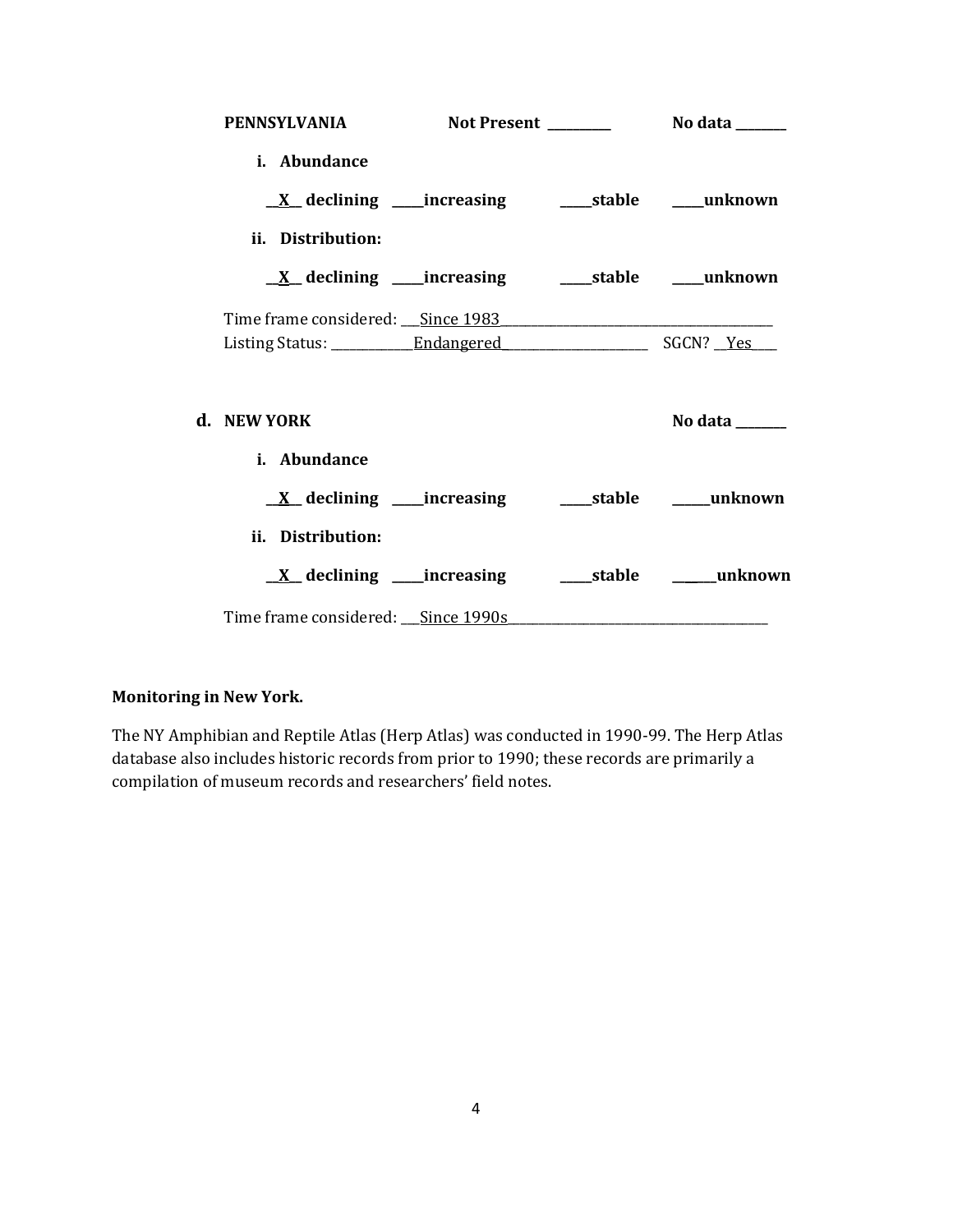**PENNSYLVANIA** **Not Present \_\_\_\_\_\_\_\_\_\_** **No data \_\_\_\_\_\_\_\_**

**i. Abundance**

**\_\_X\_\_ declining \_\_\_\_\_increasing \_\_\_\_\_stable \_\_\_\_\_unknown**

**ii. Distribution:**

**\_\_X\_\_ declining \_\_\_\_\_increasing \_\_\_\_\_stable \_\_\_\_\_unknown**

Time frame considered: \_\_\_Since 1983\_\_\_\_\_\_\_\_\_\_\_\_\_\_\_\_\_\_\_\_\_\_\_\_\_\_\_\_\_\_\_\_\_\_\_\_\_\_\_\_\_\_\_

Listing Status: \_\_\_\_\_\_\_\_\_\_\_\_\_Endangered\_\_\_\_\_\_\_\_\_\_\_\_\_\_\_\_\_\_\_\_\_\_\_\_ SGCN? \_\_Yes\_\_\_\_

**d. NEW YORK** **No data \_\_\_\_\_\_\_\_**

**i. Abundance**

**\_\_X\_\_ declining \_\_\_\_\_increasing \_\_\_\_\_stable \_\_\_\_\_\_unknown**

**ii. Distribution:**

**\_\_X\_\_ declining \_\_\_\_\_increasing \_\_\_\_\_stable \_\_\_\_\_\_unknown**

Time frame considered: \_\_\_Since 1990s\_\_\_\_\_\_\_\_\_\_\_\_\_\_\_\_\_\_\_\_\_\_\_\_\_\_\_\_\_\_\_\_\_\_\_\_\_\_\_\_\_\_

**Monitoring in New York.**

The NY Amphibian and Reptile Atlas (Herp Atlas) was conducted in 1990-99. The Herp Atlas database also includes historic records from prior to 1990; these records are primarily a compilation of museum records and researchers' field notes.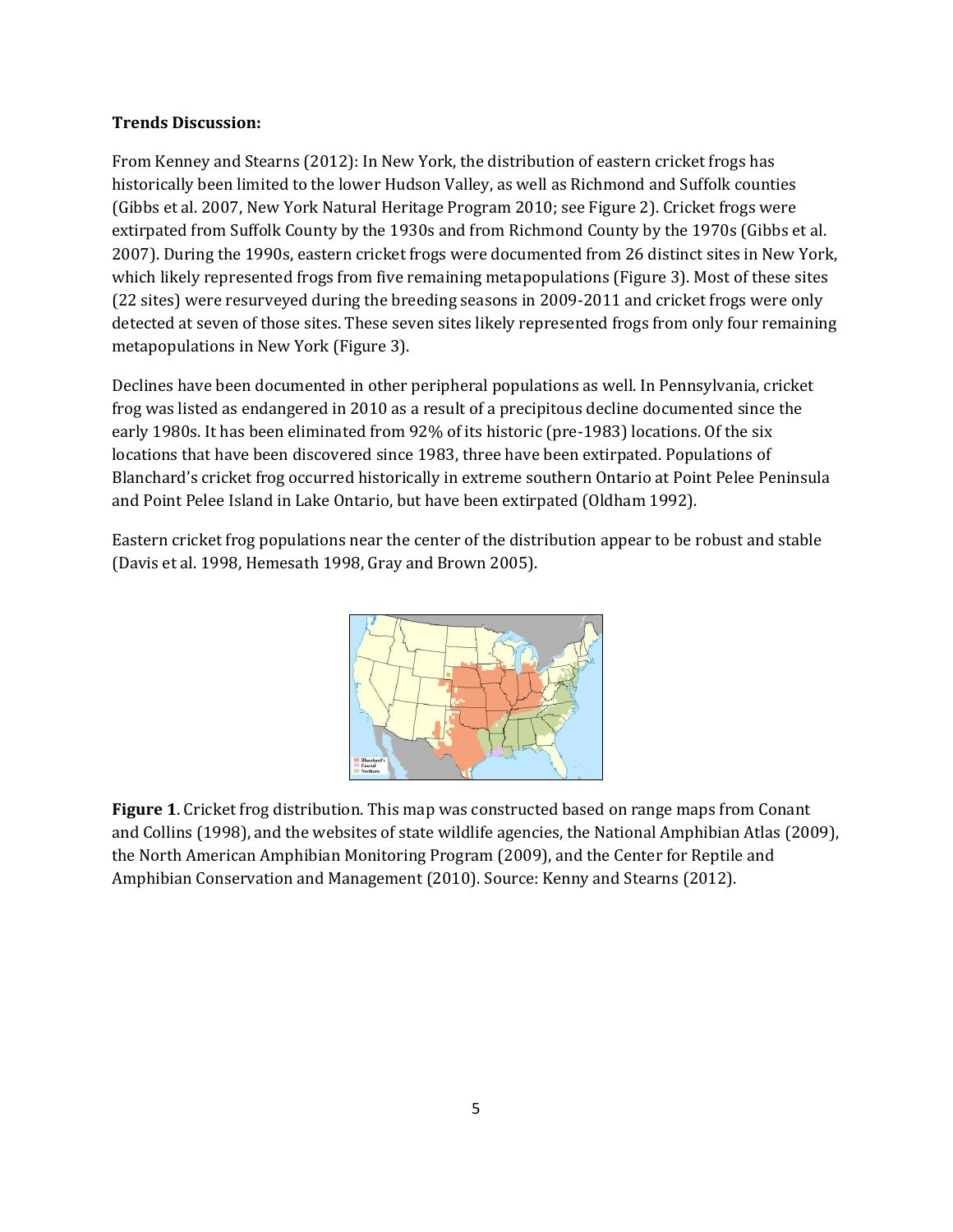**Trends Discussion:**

From Kenney and Stearns (2012): In New York, the distribution of eastern cricket frogs has historically been limited to the lower Hudson Valley, as well as Richmond and Suffolk counties (Gibbs et al. 2007, New York Natural Heritage Program 2010; see Figure 2). Cricket frogs were extirpated from Suffolk County by the 1930s and from Richmond County by the 1970s (Gibbs et al. 2007). During the 1990s, eastern cricket frogs were documented from 26 distinct sites in New York, which likely represented frogs from five remaining metapopulations (Figure 3). Most of these sites (22 sites) were resurveyed during the breeding seasons in 2009-2011 and cricket frogs were only detected at seven of those sites. These seven sites likely represented frogs from only four remaining metapopulations in New York (Figure 3).

Declines have been documented in other peripheral populations as well. In Pennsylvania, cricket frog was listed as endangered in 2010 as a result of a precipitous decline documented since the early 1980s. It has been eliminated from 92% of its historic (pre-1983) locations. Of the six locations that have been discovered since 1983, three have been extirpated. Populations of Blanchard's cricket frog occurred historically in extreme southern Ontario at Point Pelee Peninsula and Point Pelee Island in Lake Ontario, but have been extirpated (Oldham 1992).

Eastern cricket frog populations near the center of the distribution appear to be robust and stable (Davis et al. 1998, Hemesath 1998, Gray and Brown 2005).

**Figure 1**. Cricket frog distribution. This map was constructed based on range maps from Conant and Collins (1998), and the websites of state wildlife agencies, the National Amphibian Atlas (2009), the North American Amphibian Monitoring Program (2009), and the Center for Reptile and Amphibian Conservation and Management (2010). Source: Kenny and Stearns (2012).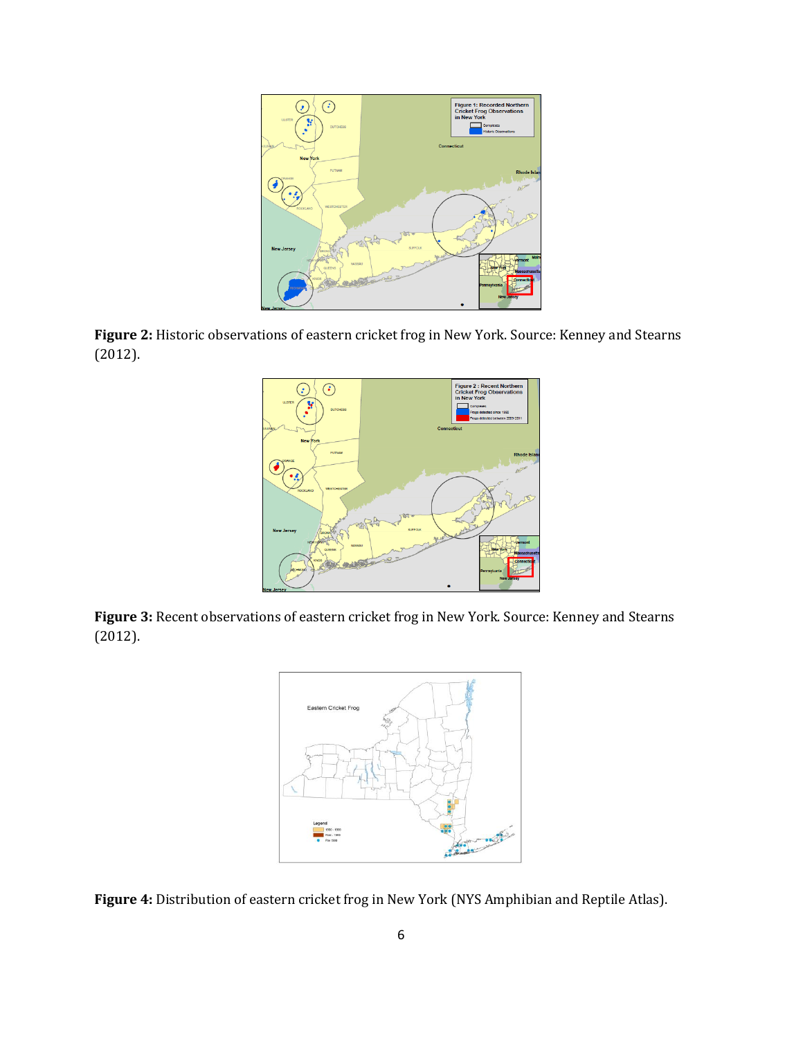**Figure 2:** Historic observations of eastern cricket frog in New York. Source: Kenney and Stearns (2012).

**Figure 3:** Recent observations of eastern cricket frog in New York. Source: Kenney and Stearns (2012).

**Figure 4:** Distribution of eastern cricket frog in New York (NYS Amphibian and Reptile Atlas).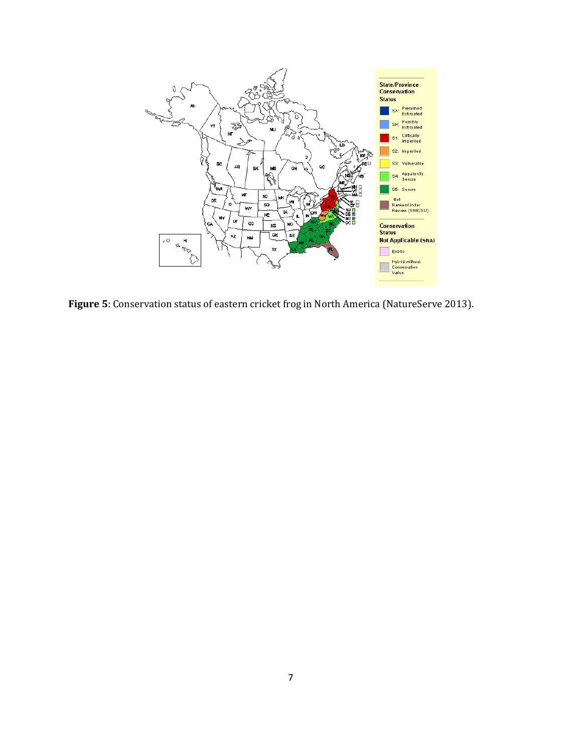**Figure 5**: Conservation status of eastern cricket frog in North America (NatureServe 2013).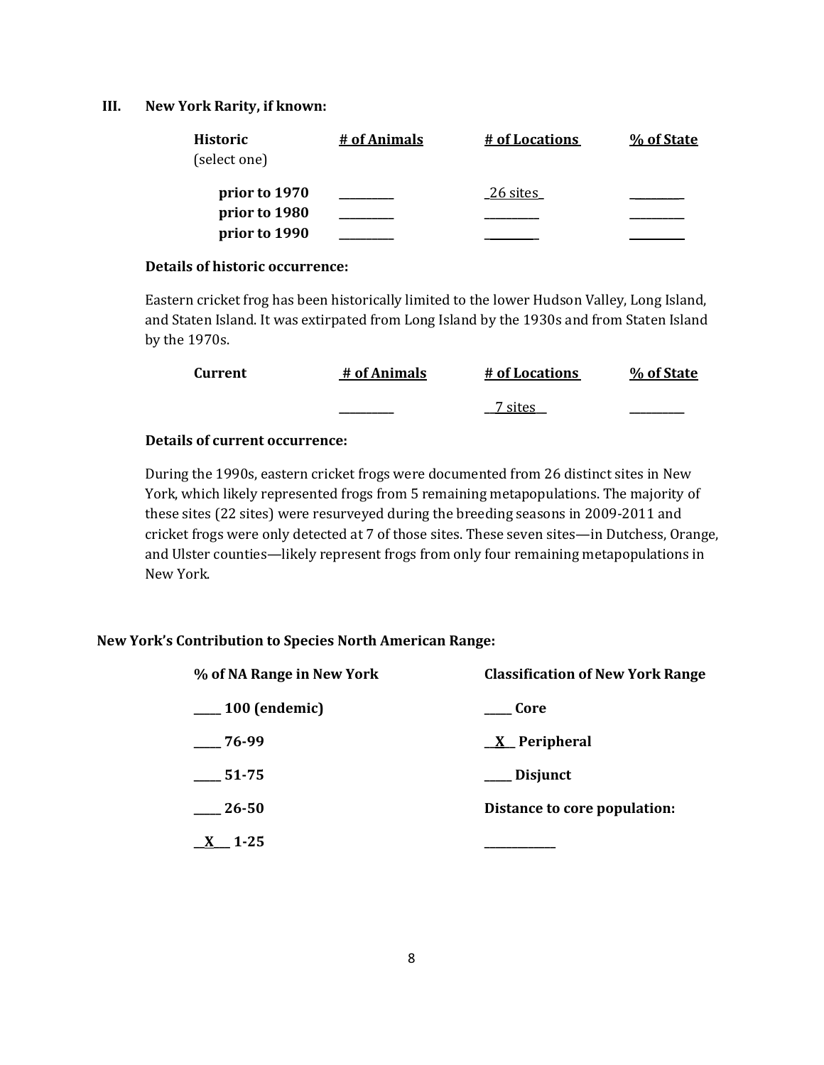## III. New York Rarity, if known:

| Historic (select one) | # of Animals | # of Locations | % of State |
|---|---|---|---|
| **prior to 1970** | ________ | _26 sites_ | ________ |
| **prior to 1980** | ________ | ________ | ________ |
| **prior to 1990** | ________ | ________ | ________ |

**Details of historic occurrence:**

Eastern cricket frog has been historically limited to the lower Hudson Valley, Long Island, and Staten Island. It was extirpated from Long Island by the 1930s and from Staten Island by the 1970s.

| Current | # of Animals | # of Locations | % of State |
|---|---|---|---|
| | ________ | __7 sites__ | ________ |

**Details of current occurrence:**

During the 1990s, eastern cricket frogs were documented from 26 distinct sites in New York, which likely represented frogs from 5 remaining metapopulations. The majority of these sites (22 sites) were resurveyed during the breeding seasons in 2009-2011 and cricket frogs were only detected at 7 of those sites. These seven sites—in Dutchess, Orange, and Ulster counties—likely represent frogs from only four remaining metapopulations in New York.

**New York's Contribution to Species North American Range:**

| % of NA Range in New York | Classification of New York Range |
|---|---|
| ____ 100 (endemic) | ____ Core |
| ____ 76-99 | __X__ Peripheral |
| ____ 51-75 | ____ Disjunct |
| ____ 26-50 | **Distance to core population:** |
| __X__ 1-25 | ____________ |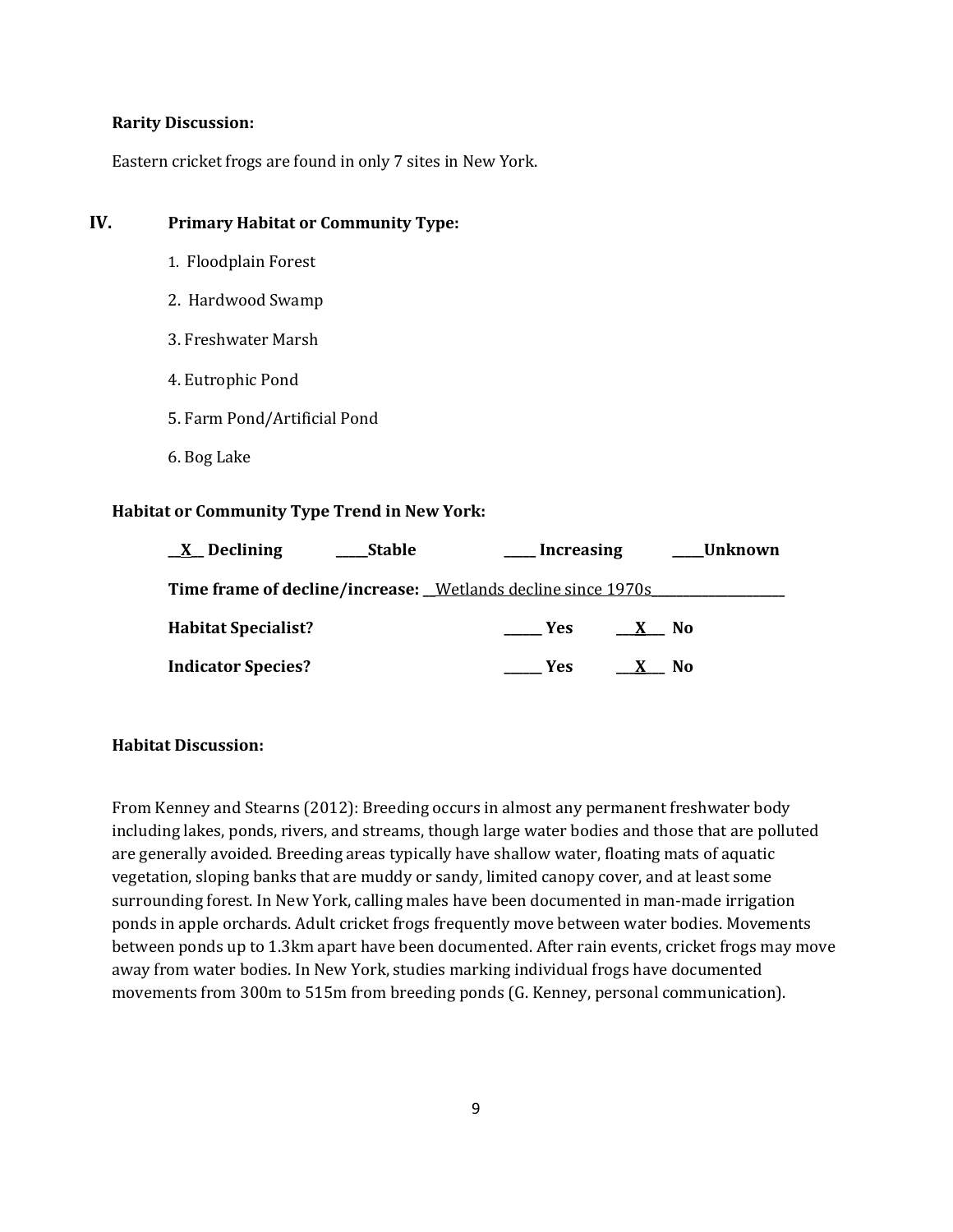**Rarity Discussion:**

Eastern cricket frogs are found in only 7 sites in New York.

## IV. Primary Habitat or Community Type:

1. Floodplain Forest
2. Hardwood Swamp
3. Freshwater Marsh
4. Eutrophic Pond
5. Farm Pond/Artificial Pond
6. Bog Lake

**Habitat or Community Type Trend in New York:**

__X__ **Declining** _____ **Stable** _____ **Increasing** _____ **Unknown**

**Time frame of decline/increase:** __Wetlands decline since 1970s__________________

**Habitat Specialist?** ______ **Yes** ___X___ **No**

**Indicator Species?** ______ **Yes** ___X___ **No**

**Habitat Discussion:**

From Kenney and Stearns (2012): Breeding occurs in almost any permanent freshwater body including lakes, ponds, rivers, and streams, though large water bodies and those that are polluted are generally avoided. Breeding areas typically have shallow water, floating mats of aquatic vegetation, sloping banks that are muddy or sandy, limited canopy cover, and at least some surrounding forest. In New York, calling males have been documented in man-made irrigation ponds in apple orchards. Adult cricket frogs frequently move between water bodies. Movements between ponds up to 1.3km apart have been documented. After rain events, cricket frogs may move away from water bodies. In New York, studies marking individual frogs have documented movements from 300m to 515m from breeding ponds (G. Kenney, personal communication).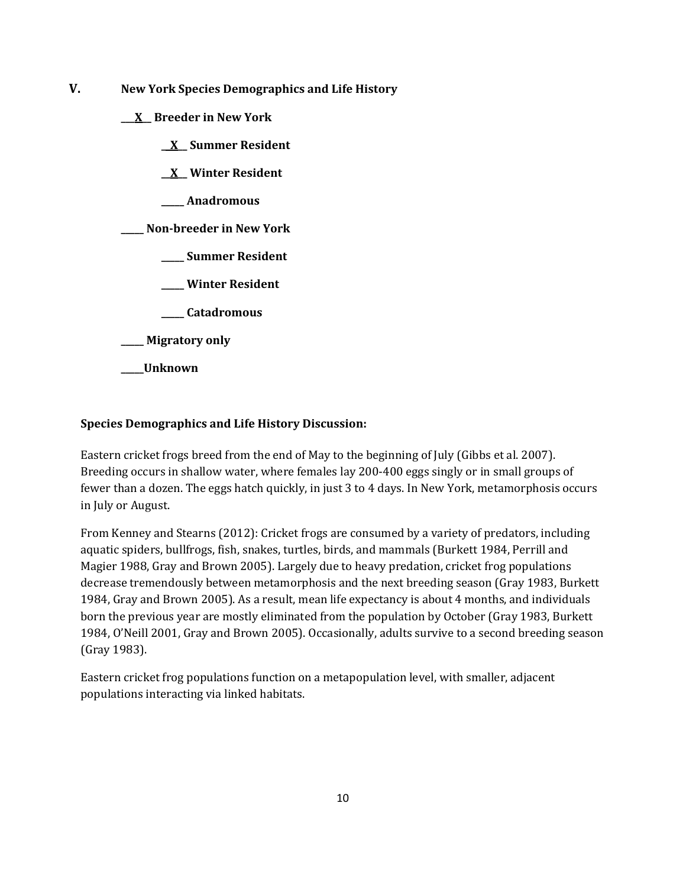## V. New York Species Demographics and Life History

**\_\_X\_\_ Breeder in New York**

**\_\_X\_\_ Summer Resident**

**\_\_X\_\_ Winter Resident**

**\_\_\_\_\_ Anadromous**

**\_\_\_\_\_ Non-breeder in New York**

**\_\_\_\_\_ Summer Resident**

**\_\_\_\_\_ Winter Resident**

**\_\_\_\_\_ Catadromous**

**\_\_\_\_\_ Migratory only**

**\_\_\_\_\_Unknown**

**Species Demographics and Life History Discussion:**

Eastern cricket frogs breed from the end of May to the beginning of July (Gibbs et al. 2007). Breeding occurs in shallow water, where females lay 200-400 eggs singly or in small groups of fewer than a dozen. The eggs hatch quickly, in just 3 to 4 days. In New York, metamorphosis occurs in July or August.

From Kenney and Stearns (2012): Cricket frogs are consumed by a variety of predators, including aquatic spiders, bullfrogs, fish, snakes, turtles, birds, and mammals (Burkett 1984, Perrill and Magier 1988, Gray and Brown 2005). Largely due to heavy predation, cricket frog populations decrease tremendously between metamorphosis and the next breeding season (Gray 1983, Burkett 1984, Gray and Brown 2005). As a result, mean life expectancy is about 4 months, and individuals born the previous year are mostly eliminated from the population by October (Gray 1983, Burkett 1984, O'Neill 2001, Gray and Brown 2005). Occasionally, adults survive to a second breeding season (Gray 1983).

Eastern cricket frog populations function on a metapopulation level, with smaller, adjacent populations interacting via linked habitats.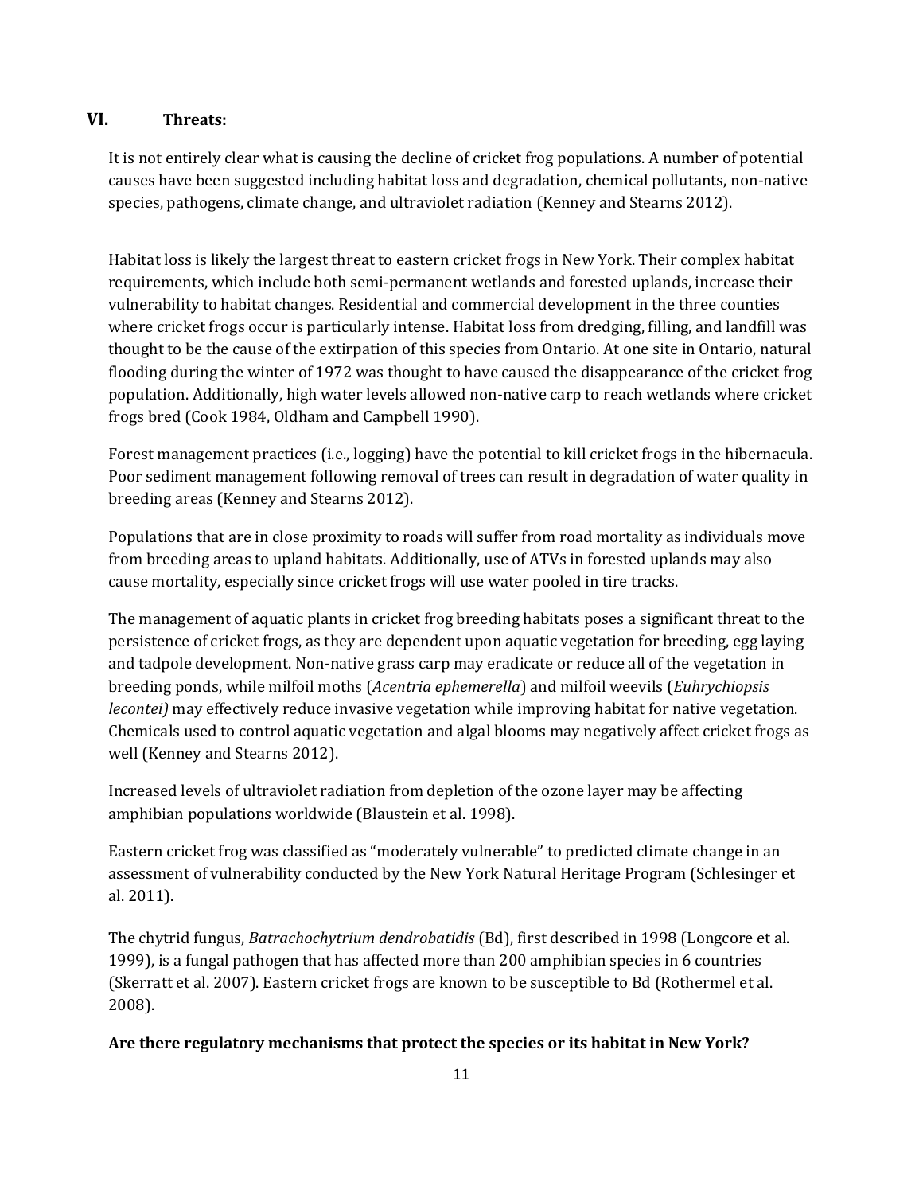## VI. Threats:

It is not entirely clear what is causing the decline of cricket frog populations. A number of potential causes have been suggested including habitat loss and degradation, chemical pollutants, non-native species, pathogens, climate change, and ultraviolet radiation (Kenney and Stearns 2012).

Habitat loss is likely the largest threat to eastern cricket frogs in New York. Their complex habitat requirements, which include both semi-permanent wetlands and forested uplands, increase their vulnerability to habitat changes. Residential and commercial development in the three counties where cricket frogs occur is particularly intense. Habitat loss from dredging, filling, and landfill was thought to be the cause of the extirpation of this species from Ontario. At one site in Ontario, natural flooding during the winter of 1972 was thought to have caused the disappearance of the cricket frog population. Additionally, high water levels allowed non-native carp to reach wetlands where cricket frogs bred (Cook 1984, Oldham and Campbell 1990).

Forest management practices (i.e., logging) have the potential to kill cricket frogs in the hibernacula. Poor sediment management following removal of trees can result in degradation of water quality in breeding areas (Kenney and Stearns 2012).

Populations that are in close proximity to roads will suffer from road mortality as individuals move from breeding areas to upland habitats. Additionally, use of ATVs in forested uplands may also cause mortality, especially since cricket frogs will use water pooled in tire tracks.

The management of aquatic plants in cricket frog breeding habitats poses a significant threat to the persistence of cricket frogs, as they are dependent upon aquatic vegetation for breeding, egg laying and tadpole development. Non-native grass carp may eradicate or reduce all of the vegetation in breeding ponds, while milfoil moths (*Acentria ephemerella*) and milfoil weevils (*Euhrychiopsis lecontei)* may effectively reduce invasive vegetation while improving habitat for native vegetation. Chemicals used to control aquatic vegetation and algal blooms may negatively affect cricket frogs as well (Kenney and Stearns 2012).

Increased levels of ultraviolet radiation from depletion of the ozone layer may be affecting amphibian populations worldwide (Blaustein et al. 1998).

Eastern cricket frog was classified as "moderately vulnerable" to predicted climate change in an assessment of vulnerability conducted by the New York Natural Heritage Program (Schlesinger et al. 2011).

The chytrid fungus, *Batrachochytrium dendrobatidis* (Bd), first described in 1998 (Longcore et al. 1999), is a fungal pathogen that has affected more than 200 amphibian species in 6 countries (Skerratt et al. 2007). Eastern cricket frogs are known to be susceptible to Bd (Rothermel et al. 2008).

**Are there regulatory mechanisms that protect the species or its habitat in New York?**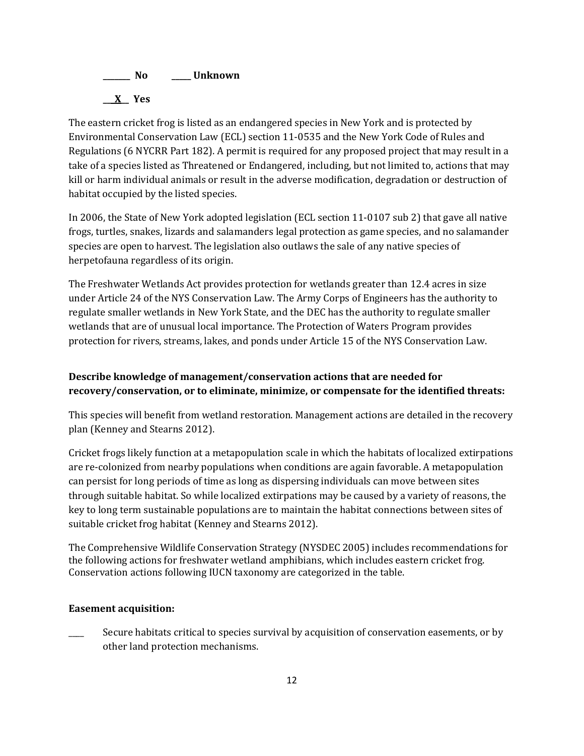**_______ No** **_____ Unknown**

**__X__ Yes**

The eastern cricket frog is listed as an endangered species in New York and is protected by Environmental Conservation Law (ECL) section 11-0535 and the New York Code of Rules and Regulations (6 NYCRR Part 182). A permit is required for any proposed project that may result in a take of a species listed as Threatened or Endangered, including, but not limited to, actions that may kill or harm individual animals or result in the adverse modification, degradation or destruction of habitat occupied by the listed species.

In 2006, the State of New York adopted legislation (ECL section 11-0107 sub 2) that gave all native frogs, turtles, snakes, lizards and salamanders legal protection as game species, and no salamander species are open to harvest. The legislation also outlaws the sale of any native species of herpetofauna regardless of its origin.

The Freshwater Wetlands Act provides protection for wetlands greater than 12.4 acres in size under Article 24 of the NYS Conservation Law. The Army Corps of Engineers has the authority to regulate smaller wetlands in New York State, and the DEC has the authority to regulate smaller wetlands that are of unusual local importance. The Protection of Waters Program provides protection for rivers, streams, lakes, and ponds under Article 15 of the NYS Conservation Law.

**Describe knowledge of management/conservation actions that are needed for recovery/conservation, or to eliminate, minimize, or compensate for the identified threats:**

This species will benefit from wetland restoration. Management actions are detailed in the recovery plan (Kenney and Stearns 2012).

Cricket frogs likely function at a metapopulation scale in which the habitats of localized extirpations are re-colonized from nearby populations when conditions are again favorable. A metapopulation can persist for long periods of time as long as dispersing individuals can move between sites through suitable habitat. So while localized extirpations may be caused by a variety of reasons, the key to long term sustainable populations are to maintain the habitat connections between sites of suitable cricket frog habitat (Kenney and Stearns 2012).

The Comprehensive Wildlife Conservation Strategy (NYSDEC 2005) includes recommendations for the following actions for freshwater wetland amphibians, which includes eastern cricket frog. Conservation actions following IUCN taxonomy are categorized in the table.

**Easement acquisition:**

____ Secure habitats critical to species survival by acquisition of conservation easements, or by other land protection mechanisms.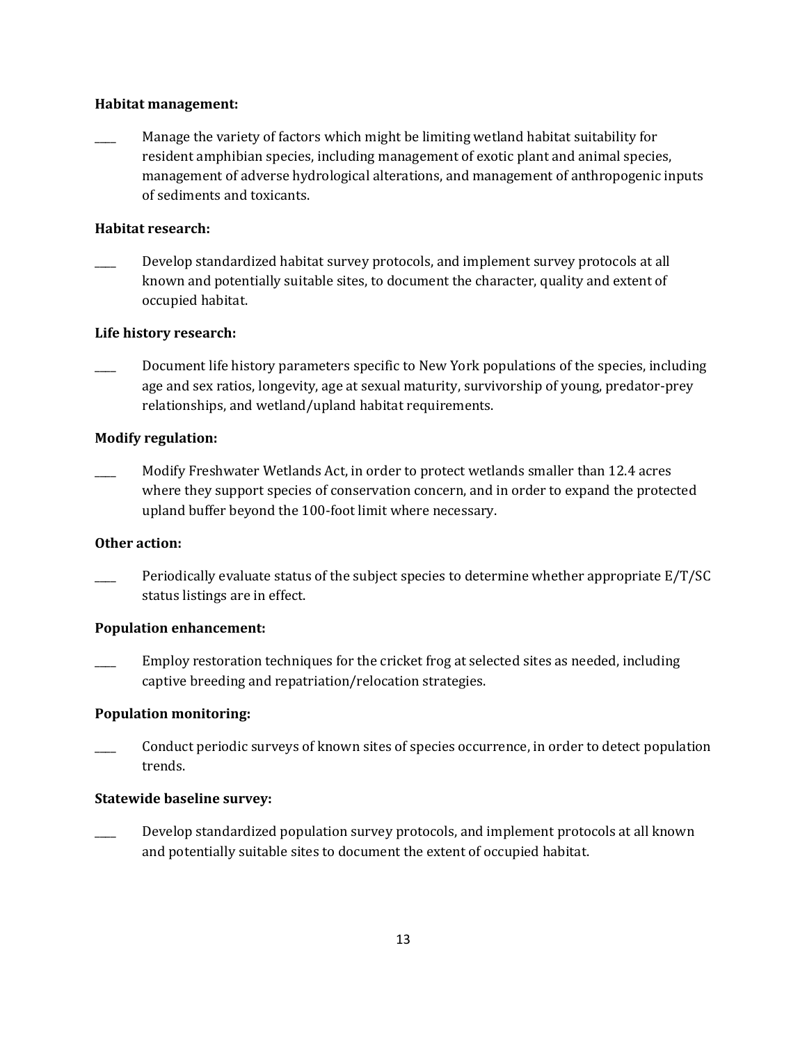**Habitat management:**

____ Manage the variety of factors which might be limiting wetland habitat suitability for resident amphibian species, including management of exotic plant and animal species, management of adverse hydrological alterations, and management of anthropogenic inputs of sediments and toxicants.

**Habitat research:**

____ Develop standardized habitat survey protocols, and implement survey protocols at all known and potentially suitable sites, to document the character, quality and extent of occupied habitat.

**Life history research:**

____ Document life history parameters specific to New York populations of the species, including age and sex ratios, longevity, age at sexual maturity, survivorship of young, predator-prey relationships, and wetland/upland habitat requirements.

**Modify regulation:**

____ Modify Freshwater Wetlands Act, in order to protect wetlands smaller than 12.4 acres where they support species of conservation concern, and in order to expand the protected upland buffer beyond the 100-foot limit where necessary.

**Other action:**

____ Periodically evaluate status of the subject species to determine whether appropriate E/T/SC status listings are in effect.

**Population enhancement:**

____ Employ restoration techniques for the cricket frog at selected sites as needed, including captive breeding and repatriation/relocation strategies.

**Population monitoring:**

____ Conduct periodic surveys of known sites of species occurrence, in order to detect population trends.

**Statewide baseline survey:**

____ Develop standardized population survey protocols, and implement protocols at all known and potentially suitable sites to document the extent of occupied habitat.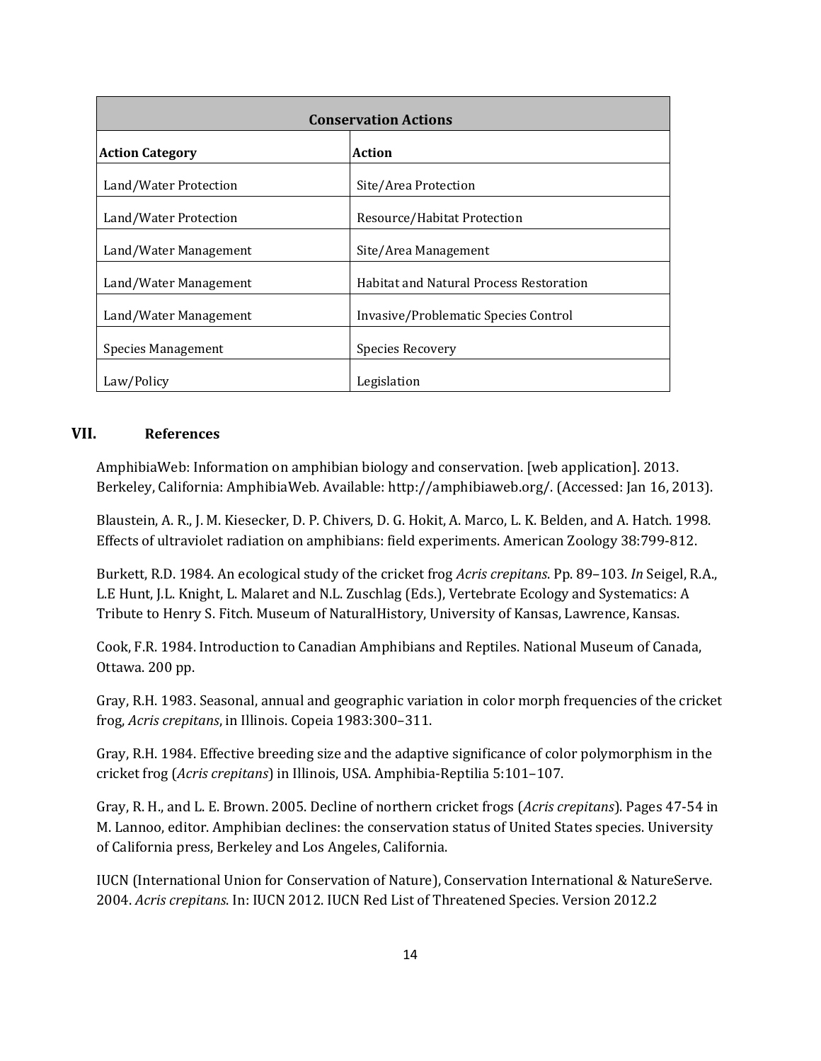| Conservation Actions | |
|---|---|
| **Action Category** | **Action** |
| Land/Water Protection | Site/Area Protection |
| Land/Water Protection | Resource/Habitat Protection |
| Land/Water Management | Site/Area Management |
| Land/Water Management | Habitat and Natural Process Restoration |
| Land/Water Management | Invasive/Problematic Species Control |
| Species Management | Species Recovery |
| Law/Policy | Legislation |

## VII. References

AmphibiaWeb: Information on amphibian biology and conservation. [web application]. 2013. Berkeley, California: AmphibiaWeb. Available: http://amphibiaweb.org/. (Accessed: Jan 16, 2013).

Blaustein, A. R., J. M. Kiesecker, D. P. Chivers, D. G. Hokit, A. Marco, L. K. Belden, and A. Hatch. 1998. Effects of ultraviolet radiation on amphibians: field experiments. American Zoology 38:799-812.

Burkett, R.D. 1984. An ecological study of the cricket frog *Acris crepitans*. Pp. 89–103. *In* Seigel, R.A., L.E Hunt, J.L. Knight, L. Malaret and N.L. Zuschlag (Eds.), Vertebrate Ecology and Systematics: A Tribute to Henry S. Fitch. Museum of NaturalHistory, University of Kansas, Lawrence, Kansas.

Cook, F.R. 1984. Introduction to Canadian Amphibians and Reptiles. National Museum of Canada, Ottawa. 200 pp.

Gray, R.H. 1983. Seasonal, annual and geographic variation in color morph frequencies of the cricket frog, *Acris crepitans*, in Illinois. Copeia 1983:300–311.

Gray, R.H. 1984. Effective breeding size and the adaptive significance of color polymorphism in the cricket frog (*Acris crepitans*) in Illinois, USA. Amphibia-Reptilia 5:101–107.

Gray, R. H., and L. E. Brown. 2005. Decline of northern cricket frogs (*Acris crepitans*). Pages 47-54 in M. Lannoo, editor. Amphibian declines: the conservation status of United States species. University of California press, Berkeley and Los Angeles, California.

IUCN (International Union for Conservation of Nature), Conservation International & NatureServe. 2004. *Acris crepitans*. In: IUCN 2012. IUCN Red List of Threatened Species. Version 2012.2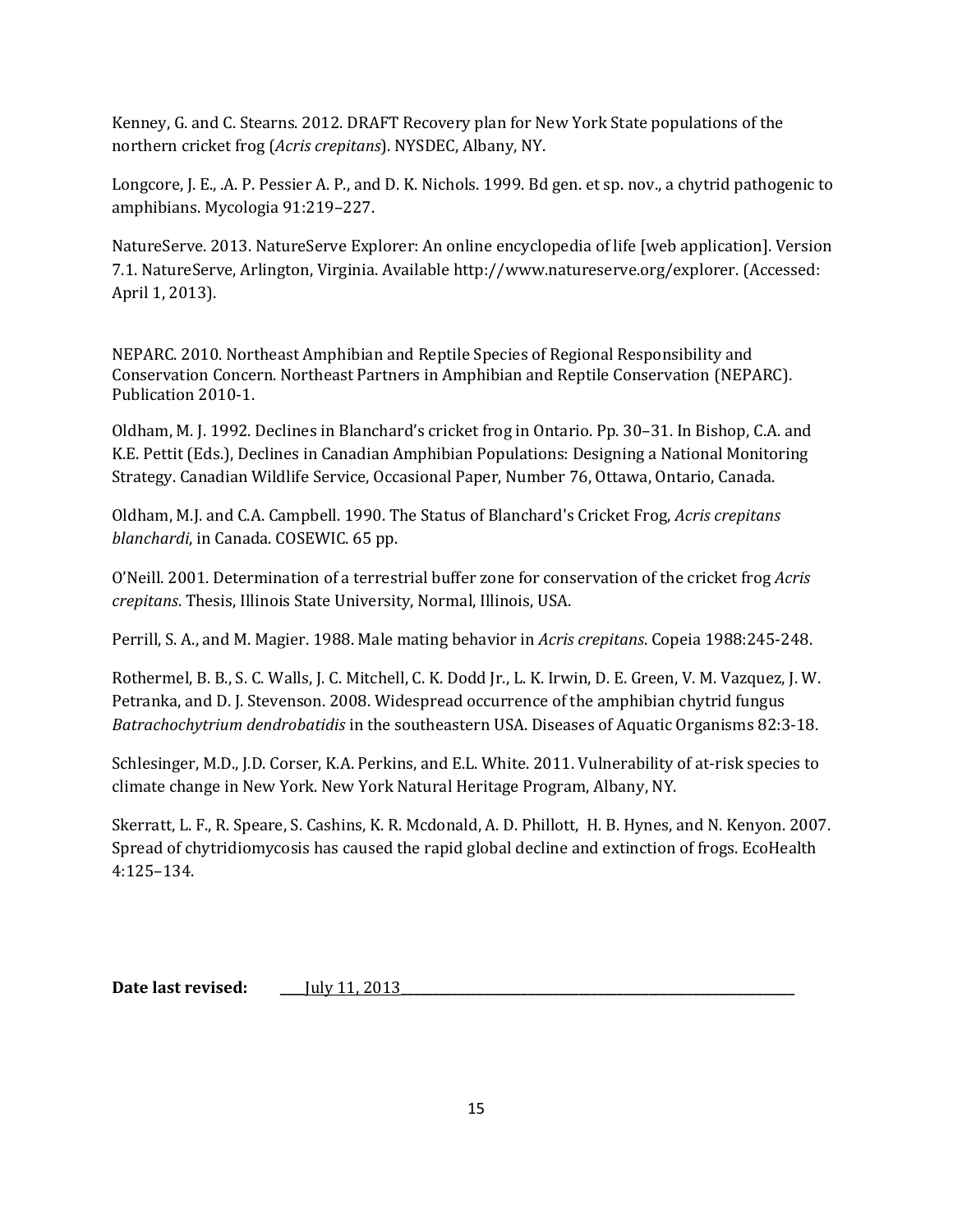Kenney, G. and C. Stearns. 2012. DRAFT Recovery plan for New York State populations of the northern cricket frog (*Acris crepitans*). NYSDEC, Albany, NY.

Longcore, J. E., .A. P. Pessier A. P., and D. K. Nichols. 1999. Bd gen. et sp. nov., a chytrid pathogenic to amphibians. Mycologia 91:219–227.

NatureServe. 2013. NatureServe Explorer: An online encyclopedia of life [web application]. Version 7.1. NatureServe, Arlington, Virginia. Available http://www.natureserve.org/explorer. (Accessed: April 1, 2013).

NEPARC. 2010. Northeast Amphibian and Reptile Species of Regional Responsibility and Conservation Concern. Northeast Partners in Amphibian and Reptile Conservation (NEPARC). Publication 2010-1.

Oldham, M. J. 1992. Declines in Blanchard's cricket frog in Ontario. Pp. 30–31. In Bishop, C.A. and K.E. Pettit (Eds.), Declines in Canadian Amphibian Populations: Designing a National Monitoring Strategy. Canadian Wildlife Service, Occasional Paper, Number 76, Ottawa, Ontario, Canada.

Oldham, M.J. and C.A. Campbell. 1990. The Status of Blanchard's Cricket Frog, *Acris crepitans blanchardi*, in Canada. COSEWIC. 65 pp.

O'Neill. 2001. Determination of a terrestrial buffer zone for conservation of the cricket frog *Acris crepitans*. Thesis, Illinois State University, Normal, Illinois, USA.

Perrill, S. A., and M. Magier. 1988. Male mating behavior in *Acris crepitans*. Copeia 1988:245-248.

Rothermel, B. B., S. C. Walls, J. C. Mitchell, C. K. Dodd Jr., L. K. Irwin, D. E. Green, V. M. Vazquez, J. W. Petranka, and D. J. Stevenson. 2008. Widespread occurrence of the amphibian chytrid fungus *Batrachochytrium dendrobatidis* in the southeastern USA. Diseases of Aquatic Organisms 82:3-18.

Schlesinger, M.D., J.D. Corser, K.A. Perkins, and E.L. White. 2011. Vulnerability of at-risk species to climate change in New York. New York Natural Heritage Program, Albany, NY.

Skerratt, L. F., R. Speare, S. Cashins, K. R. Mcdonald, A. D. Phillott, H. B. Hynes, and N. Kenyon. 2007. Spread of chytridiomycosis has caused the rapid global decline and extinction of frogs. EcoHealth 4:125–134.

**Date last revised:** July 11, 2013